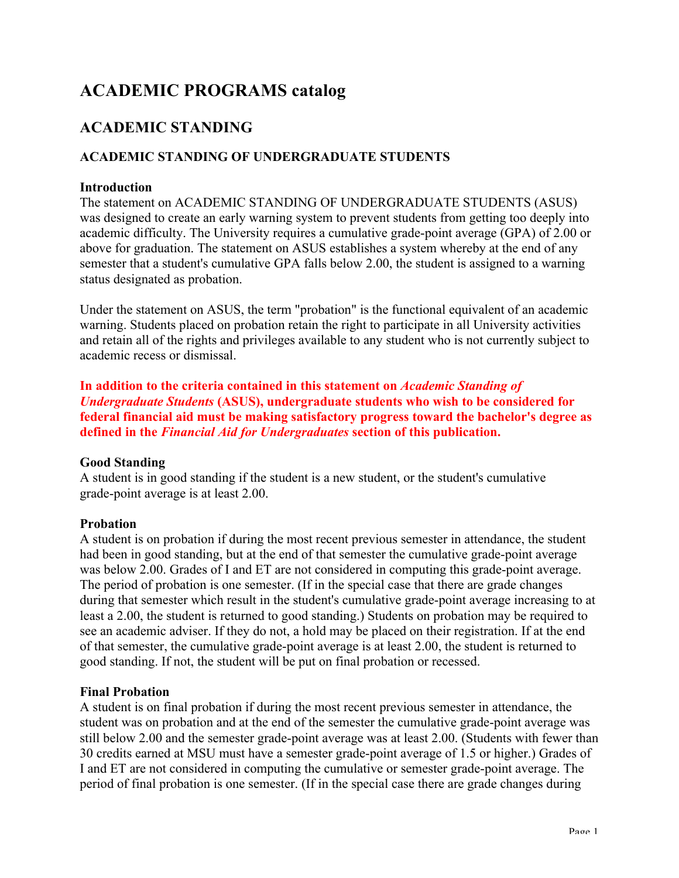# ACADEMIC PROGRAMS catalog

## ACADEMIC STANDING

### ACADEMIC STANDING OF UNDERGRADUATE STUDENTS

**Introduction**
The statement on ACADEMIC STANDING OF UNDERGRADUATE STUDENTS (ASUS) was designed to create an early warning system to prevent students from getting too deeply into academic difficulty. The University requires a cumulative grade-point average (GPA) of 2.00 or above for graduation. The statement on ASUS establishes a system whereby at the end of any semester that a student's cumulative GPA falls below 2.00, the student is assigned to a warning status designated as probation.

Under the statement on ASUS, the term "probation" is the functional equivalent of an academic warning. Students placed on probation retain the right to participate in all University activities and retain all of the rights and privileges available to any student who is not currently subject to academic recess or dismissal.

**In addition to the criteria contained in this statement on *Academic Standing of Undergraduate Students* (ASUS), undergraduate students who wish to be considered for federal financial aid must be making satisfactory progress toward the bachelor's degree as defined in the *Financial Aid for Undergraduates* section of this publication.**

**Good Standing**
A student is in good standing if the student is a new student, or the student's cumulative grade-point average is at least 2.00.

**Probation**
A student is on probation if during the most recent previous semester in attendance, the student had been in good standing, but at the end of that semester the cumulative grade-point average was below 2.00. Grades of I and ET are not considered in computing this grade-point average. The period of probation is one semester. (If in the special case that there are grade changes during that semester which result in the student's cumulative grade-point average increasing to at least a 2.00, the student is returned to good standing.) Students on probation may be required to see an academic adviser. If they do not, a hold may be placed on their registration. If at the end of that semester, the cumulative grade-point average is at least 2.00, the student is returned to good standing. If not, the student will be put on final probation or recessed.

**Final Probation**
A student is on final probation if during the most recent previous semester in attendance, the student was on probation and at the end of the semester the cumulative grade-point average was still below 2.00 and the semester grade-point average was at least 2.00. (Students with fewer than 30 credits earned at MSU must have a semester grade-point average of 1.5 or higher.) Grades of I and ET are not considered in computing the cumulative or semester grade-point average. The period of final probation is one semester. (If in the special case there are grade changes during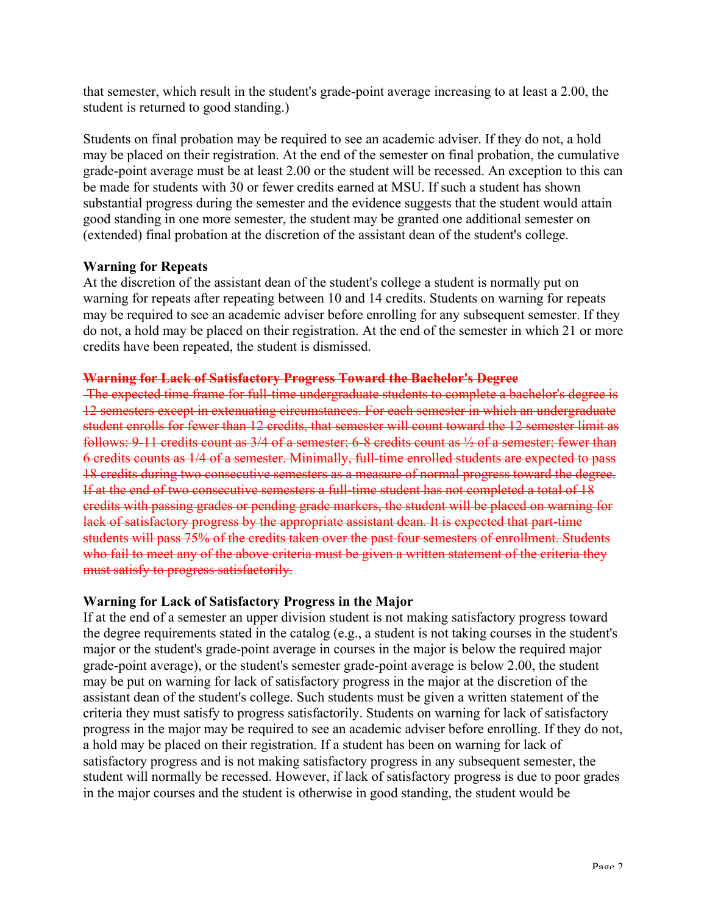that semester, which result in the student's grade-point average increasing to at least a 2.00, the student is returned to good standing.)

Students on final probation may be required to see an academic adviser. If they do not, a hold may be placed on their registration. At the end of the semester on final probation, the cumulative grade-point average must be at least 2.00 or the student will be recessed. An exception to this can be made for students with 30 or fewer credits earned at MSU. If such a student has shown substantial progress during the semester and the evidence suggests that the student would attain good standing in one more semester, the student may be granted one additional semester on (extended) final probation at the discretion of the assistant dean of the student's college.

**Warning for Repeats**

At the discretion of the assistant dean of the student's college a student is normally put on warning for repeats after repeating between 10 and 14 credits. Students on warning for repeats may be required to see an academic adviser before enrolling for any subsequent semester. If they do not, a hold may be placed on their registration. At the end of the semester in which 21 or more credits have been repeated, the student is dismissed.

~~**Warning for Lack of Satisfactory Progress Toward the Bachelor's Degree**~~

~~The expected time frame for full-time undergraduate students to complete a bachelor's degree is 12 semesters except in extenuating circumstances. For each semester in which an undergraduate student enrolls for fewer than 12 credits, that semester will count toward the 12 semester limit as follows: 9-11 credits count as 3/4 of a semester; 6-8 credits count as ½ of a semester; fewer than 6 credits counts as 1/4 of a semester. Minimally, full-time enrolled students are expected to pass 18 credits during two consecutive semesters as a measure of normal progress toward the degree. If at the end of two consecutive semesters a full-time student has not completed a total of 18 credits with passing grades or pending grade markers, the student will be placed on warning for lack of satisfactory progress by the appropriate assistant dean. It is expected that part-time students will pass 75% of the credits taken over the past four semesters of enrollment. Students who fail to meet any of the above criteria must be given a written statement of the criteria they must satisfy to progress satisfactorily.~~

**Warning for Lack of Satisfactory Progress in the Major**

If at the end of a semester an upper division student is not making satisfactory progress toward the degree requirements stated in the catalog (e.g., a student is not taking courses in the student's major or the student's grade-point average in courses in the major is below the required major grade-point average), or the student's semester grade-point average is below 2.00, the student may be put on warning for lack of satisfactory progress in the major at the discretion of the assistant dean of the student's college. Such students must be given a written statement of the criteria they must satisfy to progress satisfactorily. Students on warning for lack of satisfactory progress in the major may be required to see an academic adviser before enrolling. If they do not, a hold may be placed on their registration. If a student has been on warning for lack of satisfactory progress and is not making satisfactory progress in any subsequent semester, the student will normally be recessed. However, if lack of satisfactory progress is due to poor grades in the major courses and the student is otherwise in good standing, the student would be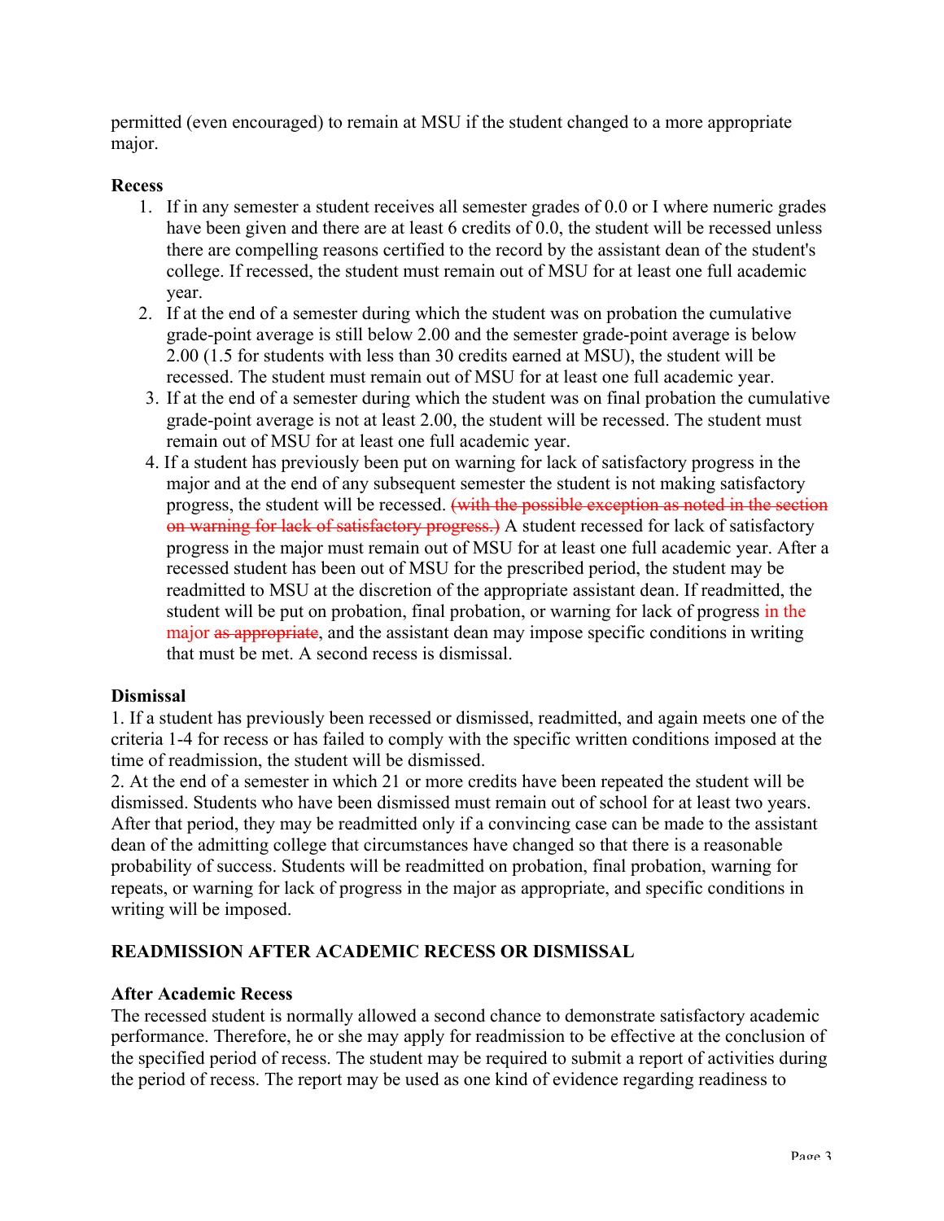permitted (even encouraged) to remain at MSU if the student changed to a more appropriate major.

**Recess**

1. If in any semester a student receives all semester grades of 0.0 or I where numeric grades have been given and there are at least 6 credits of 0.0, the student will be recessed unless there are compelling reasons certified to the record by the assistant dean of the student's college. If recessed, the student must remain out of MSU for at least one full academic year.
2. If at the end of a semester during which the student was on probation the cumulative grade-point average is still below 2.00 and the semester grade-point average is below 2.00 (1.5 for students with less than 30 credits earned at MSU), the student will be recessed. The student must remain out of MSU for at least one full academic year.
3. If at the end of a semester during which the student was on final probation the cumulative grade-point average is not at least 2.00, the student will be recessed. The student must remain out of MSU for at least one full academic year.
4. If a student has previously been put on warning for lack of satisfactory progress in the major and at the end of any subsequent semester the student is not making satisfactory progress, the student will be recessed. ~~(with the possible exception as noted in the section on warning for lack of satisfactory progress.)~~ A student recessed for lack of satisfactory progress in the major must remain out of MSU for at least one full academic year. After a recessed student has been out of MSU for the prescribed period, the student may be readmitted to MSU at the discretion of the appropriate assistant dean. If readmitted, the student will be put on probation, final probation, or warning for lack of progress in the major ~~as appropriate~~, and the assistant dean may impose specific conditions in writing that must be met. A second recess is dismissal.

**Dismissal**

1. If a student has previously been recessed or dismissed, readmitted, and again meets one of the criteria 1-4 for recess or has failed to comply with the specific written conditions imposed at the time of readmission, the student will be dismissed.
2. At the end of a semester in which 21 or more credits have been repeated the student will be dismissed. Students who have been dismissed must remain out of school for at least two years. After that period, they may be readmitted only if a convincing case can be made to the assistant dean of the admitting college that circumstances have changed so that there is a reasonable probability of success. Students will be readmitted on probation, final probation, warning for repeats, or warning for lack of progress in the major as appropriate, and specific conditions in writing will be imposed.

## READMISSION AFTER ACADEMIC RECESS OR DISMISSAL

**After Academic Recess**

The recessed student is normally allowed a second chance to demonstrate satisfactory academic performance. Therefore, he or she may apply for readmission to be effective at the conclusion of the specified period of recess. The student may be required to submit a report of activities during the period of recess. The report may be used as one kind of evidence regarding readiness to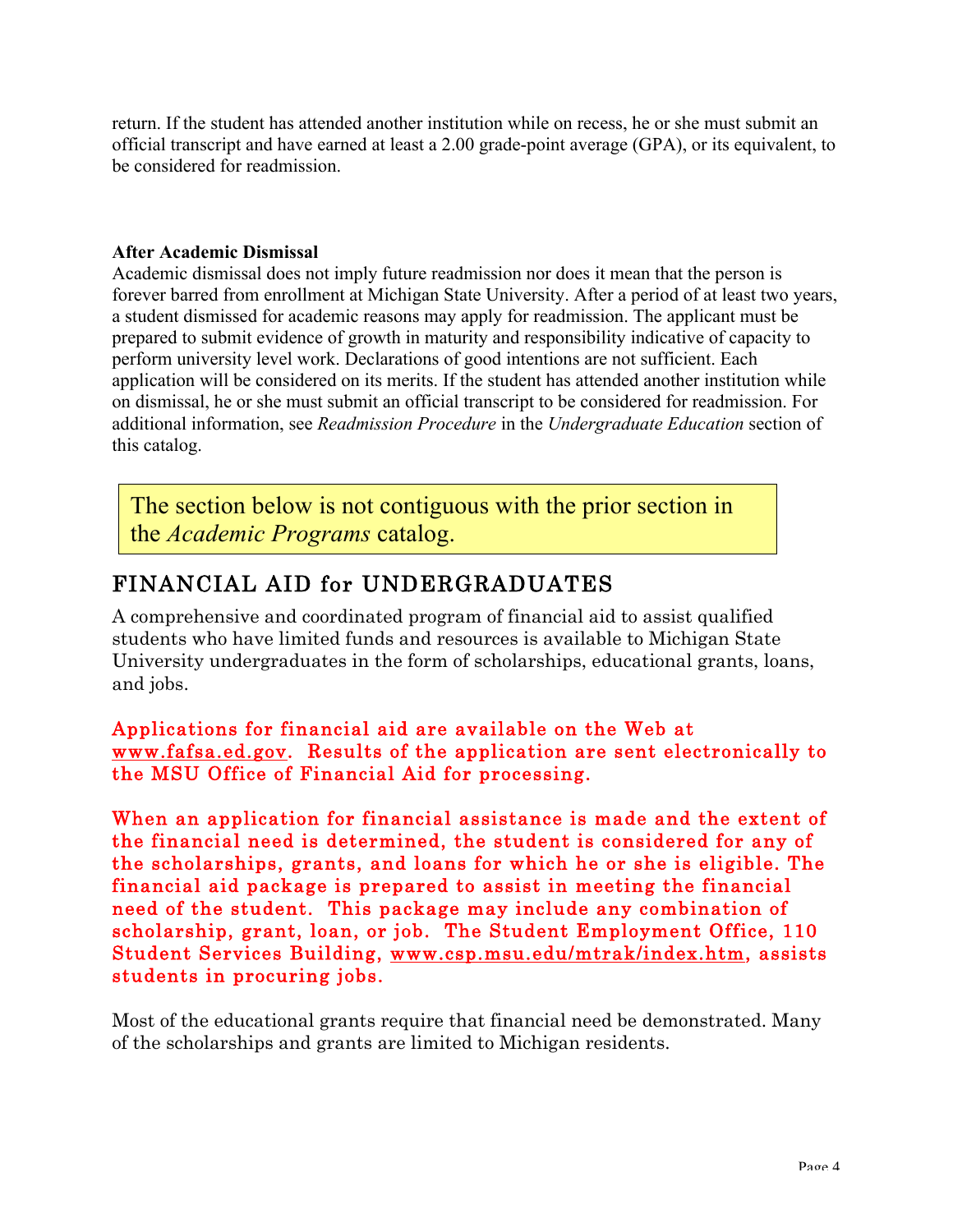return. If the student has attended another institution while on recess, he or she must submit an official transcript and have earned at least a 2.00 grade-point average (GPA), or its equivalent, to be considered for readmission.

**After Academic Dismissal**

Academic dismissal does not imply future readmission nor does it mean that the person is forever barred from enrollment at Michigan State University. After a period of at least two years, a student dismissed for academic reasons may apply for readmission. The applicant must be prepared to submit evidence of growth in maturity and responsibility indicative of capacity to perform university level work. Declarations of good intentions are not sufficient. Each application will be considered on its merits. If the student has attended another institution while on dismissal, he or she must submit an official transcript to be considered for readmission. For additional information, see *Readmission Procedure* in the *Undergraduate Education* section of this catalog.

> The section below is not contiguous with the prior section in the *Academic Programs* catalog.

## FINANCIAL AID for UNDERGRADUATES

A comprehensive and coordinated program of financial aid to assist qualified students who have limited funds and resources is available to Michigan State University undergraduates in the form of scholarships, educational grants, loans, and jobs.

Applications for financial aid are available on the Web at www.fafsa.ed.gov. Results of the application are sent electronically to the MSU Office of Financial Aid for processing.

When an application for financial assistance is made and the extent of the financial need is determined, the student is considered for any of the scholarships, grants, and loans for which he or she is eligible. The financial aid package is prepared to assist in meeting the financial need of the student. This package may include any combination of scholarship, grant, loan, or job. The Student Employment Office, 110 Student Services Building, www.csp.msu.edu/mtrak/index.htm, assists students in procuring jobs.

Most of the educational grants require that financial need be demonstrated. Many of the scholarships and grants are limited to Michigan residents.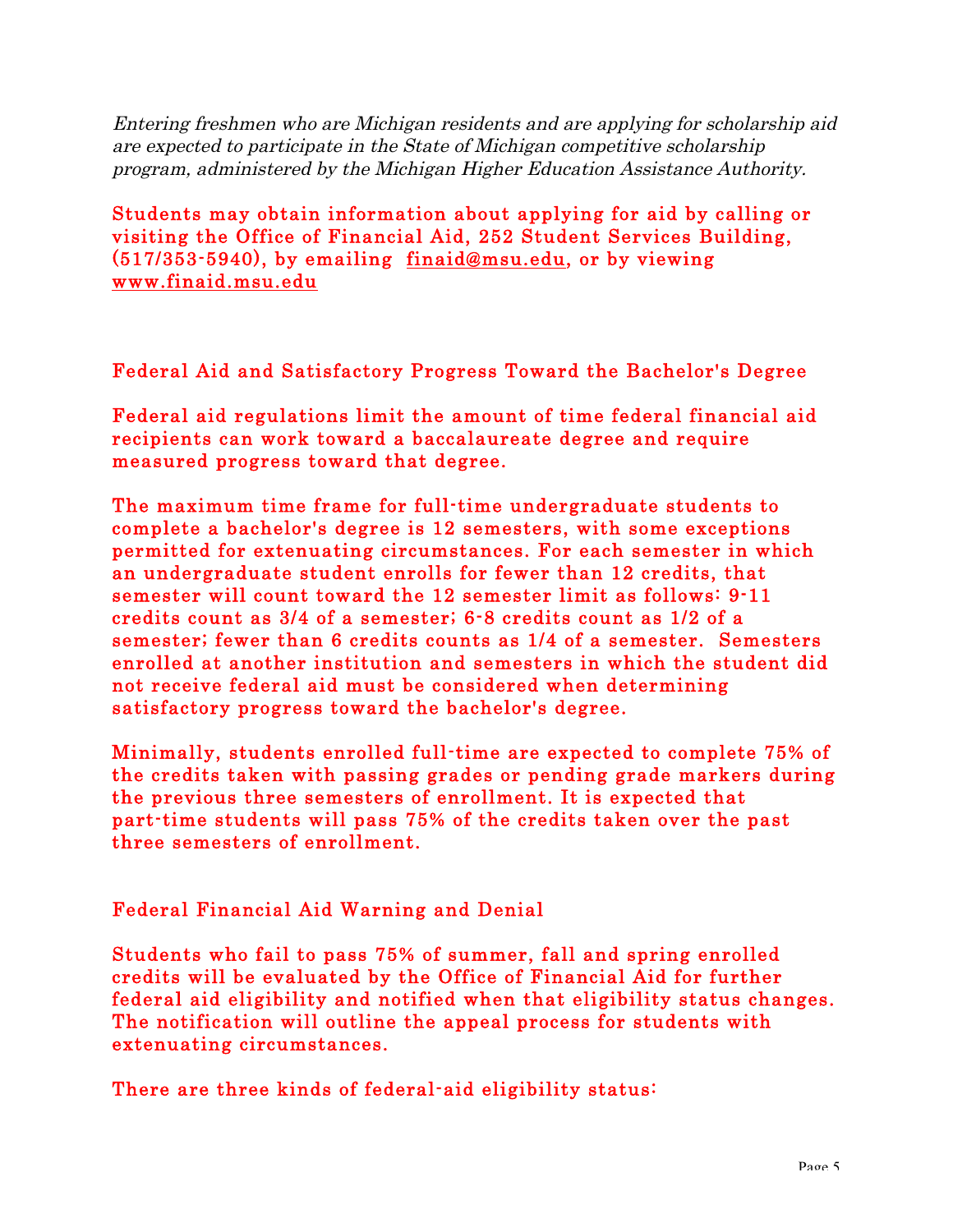*Entering freshmen who are Michigan residents and are applying for scholarship aid are expected to participate in the State of Michigan competitive scholarship program, administered by the Michigan Higher Education Assistance Authority.*

Students may obtain information about applying for aid by calling or visiting the Office of Financial Aid, 252 Student Services Building, (517/353-5940), by emailing finaid@msu.edu, or by viewing www.finaid.msu.edu

## Federal Aid and Satisfactory Progress Toward the Bachelor's Degree

Federal aid regulations limit the amount of time federal financial aid recipients can work toward a baccalaureate degree and require measured progress toward that degree.

The maximum time frame for full-time undergraduate students to complete a bachelor's degree is 12 semesters, with some exceptions permitted for extenuating circumstances. For each semester in which an undergraduate student enrolls for fewer than 12 credits, that semester will count toward the 12 semester limit as follows: 9-11 credits count as 3/4 of a semester; 6-8 credits count as 1/2 of a semester; fewer than 6 credits counts as 1/4 of a semester. Semesters enrolled at another institution and semesters in which the student did not receive federal aid must be considered when determining satisfactory progress toward the bachelor's degree.

Minimally, students enrolled full-time are expected to complete 75% of the credits taken with passing grades or pending grade markers during the previous three semesters of enrollment. It is expected that part-time students will pass 75% of the credits taken over the past three semesters of enrollment.

## Federal Financial Aid Warning and Denial

Students who fail to pass 75% of summer, fall and spring enrolled credits will be evaluated by the Office of Financial Aid for further federal aid eligibility and notified when that eligibility status changes. The notification will outline the appeal process for students with extenuating circumstances.

There are three kinds of federal-aid eligibility status: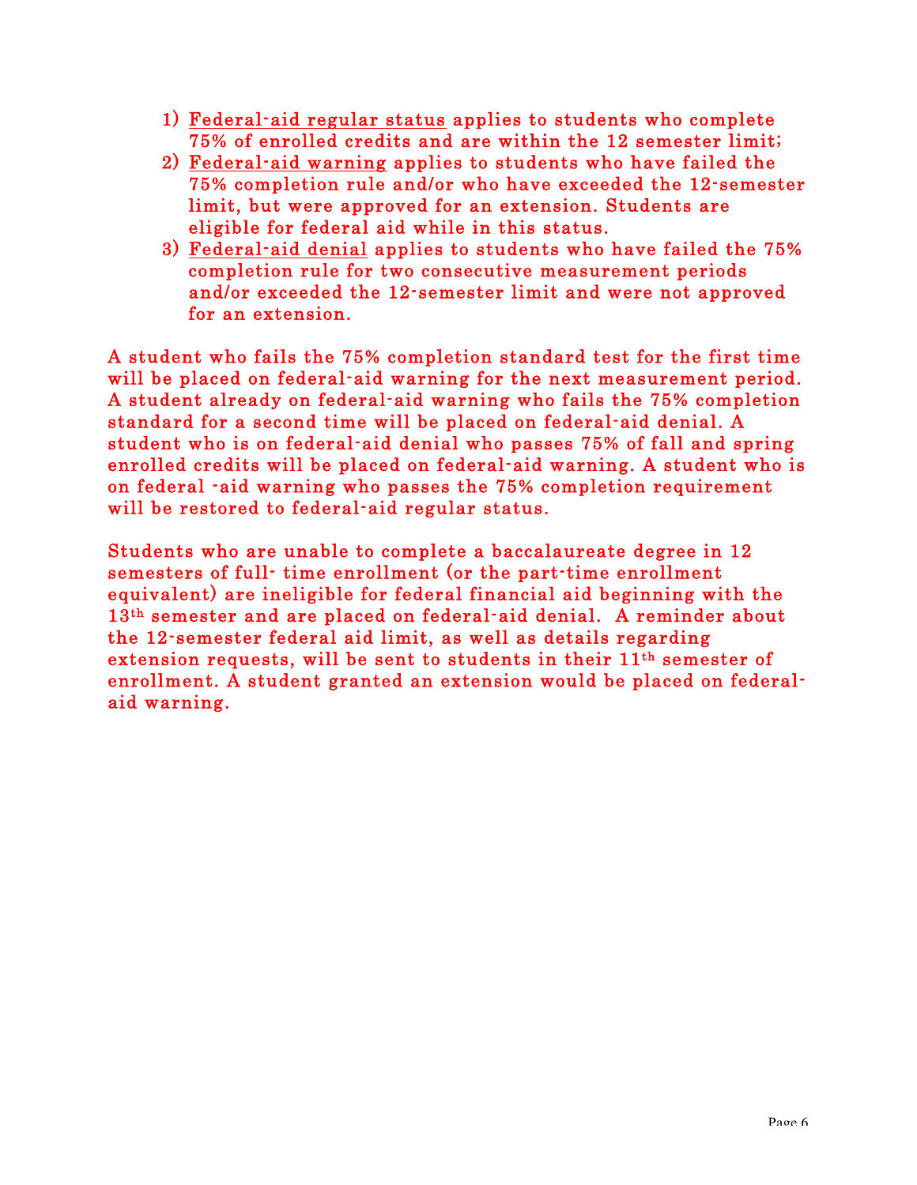1) Federal-aid regular status applies to students who complete 75% of enrolled credits and are within the 12 semester limit;
2) Federal-aid warning applies to students who have failed the 75% completion rule and/or who have exceeded the 12-semester limit, but were approved for an extension. Students are eligible for federal aid while in this status.
3) Federal-aid denial applies to students who have failed the 75% completion rule for two consecutive measurement periods and/or exceeded the 12-semester limit and were not approved for an extension.

A student who fails the 75% completion standard test for the first time will be placed on federal-aid warning for the next measurement period. A student already on federal-aid warning who fails the 75% completion standard for a second time will be placed on federal-aid denial. A student who is on federal-aid denial who passes 75% of fall and spring enrolled credits will be placed on federal-aid warning. A student who is on federal -aid warning who passes the 75% completion requirement will be restored to federal-aid regular status.

Students who are unable to complete a baccalaureate degree in 12 semesters of full- time enrollment (or the part-time enrollment equivalent) are ineligible for federal financial aid beginning with the 13th semester and are placed on federal-aid denial. A reminder about the 12-semester federal aid limit, as well as details regarding extension requests, will be sent to students in their 11th semester of enrollment. A student granted an extension would be placed on federal-aid warning.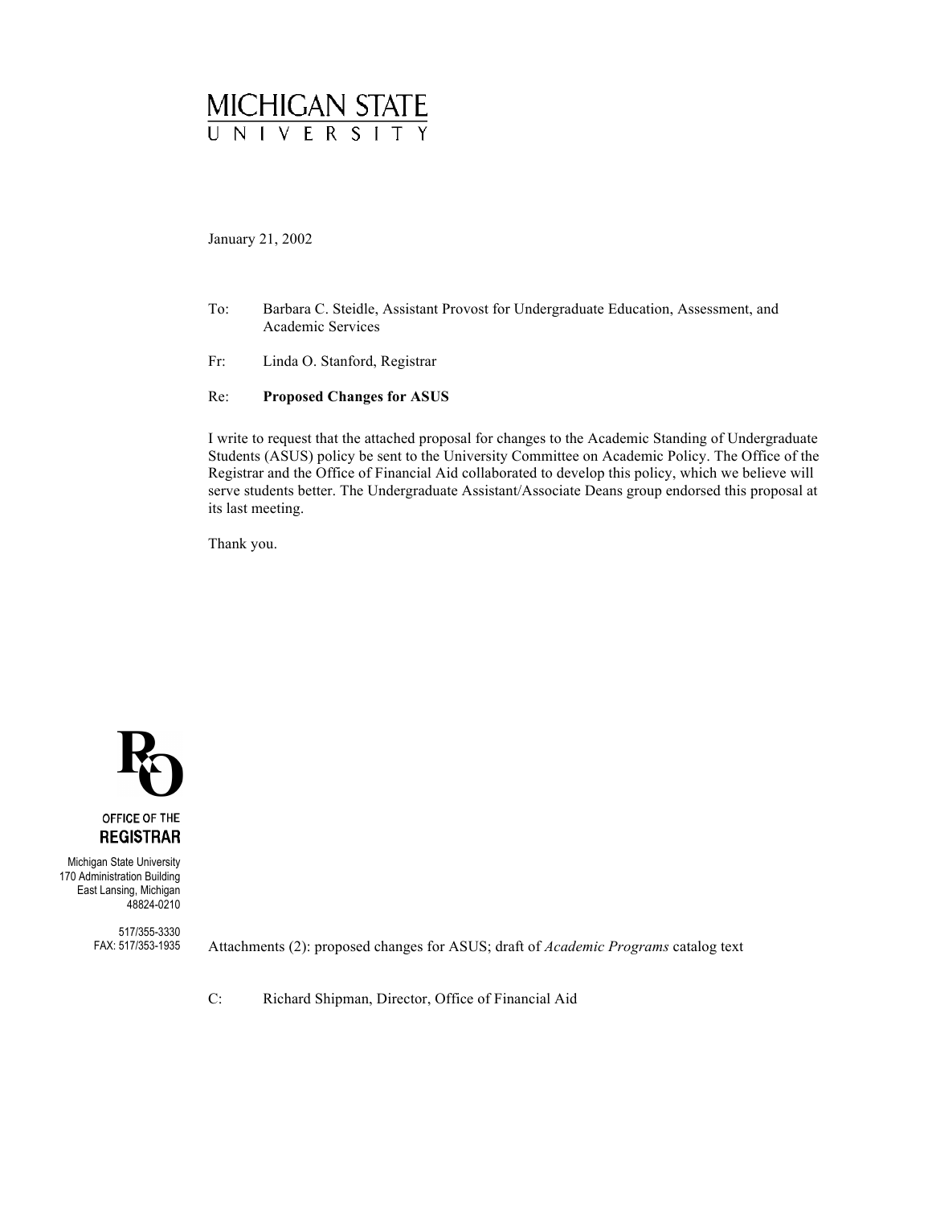# MICHIGAN STATE UNIVERSITY

January 21, 2002

To: Barbara C. Steidle, Assistant Provost for Undergraduate Education, Assessment, and Academic Services

Fr: Linda O. Stanford, Registrar

Re: **Proposed Changes for ASUS**

I write to request that the attached proposal for changes to the Academic Standing of Undergraduate Students (ASUS) policy be sent to the University Committee on Academic Policy. The Office of the Registrar and the Office of Financial Aid collaborated to develop this policy, which we believe will serve students better. The Undergraduate Assistant/Associate Deans group endorsed this proposal at its last meeting.

Thank you.

OFFICE OF THE **REGISTRAR**

Michigan State University
170 Administration Building
East Lansing, Michigan
48824-0210

517/355-3330
FAX: 517/353-1935

Attachments (2): proposed changes for ASUS; draft of *Academic Programs* catalog text

C: Richard Shipman, Director, Office of Financial Aid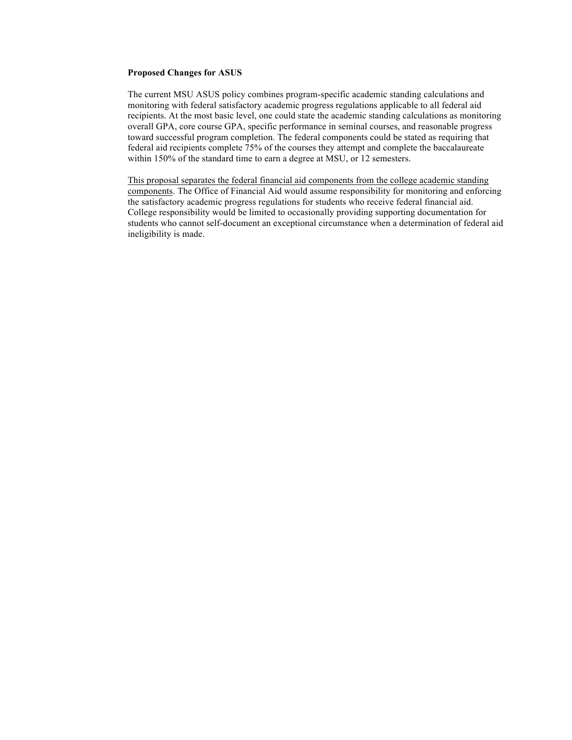**Proposed Changes for ASUS**

The current MSU ASUS policy combines program-specific academic standing calculations and monitoring with federal satisfactory academic progress regulations applicable to all federal aid recipients. At the most basic level, one could state the academic standing calculations as monitoring overall GPA, core course GPA, specific performance in seminal courses, and reasonable progress toward successful program completion. The federal components could be stated as requiring that federal aid recipients complete 75% of the courses they attempt and complete the baccalaureate within 150% of the standard time to earn a degree at MSU, or 12 semesters.

<u>This proposal separates the federal financial aid components from the college academic standing components</u>. The Office of Financial Aid would assume responsibility for monitoring and enforcing the satisfactory academic progress regulations for students who receive federal financial aid. College responsibility would be limited to occasionally providing supporting documentation for students who cannot self-document an exceptional circumstance when a determination of federal aid ineligibility is made.